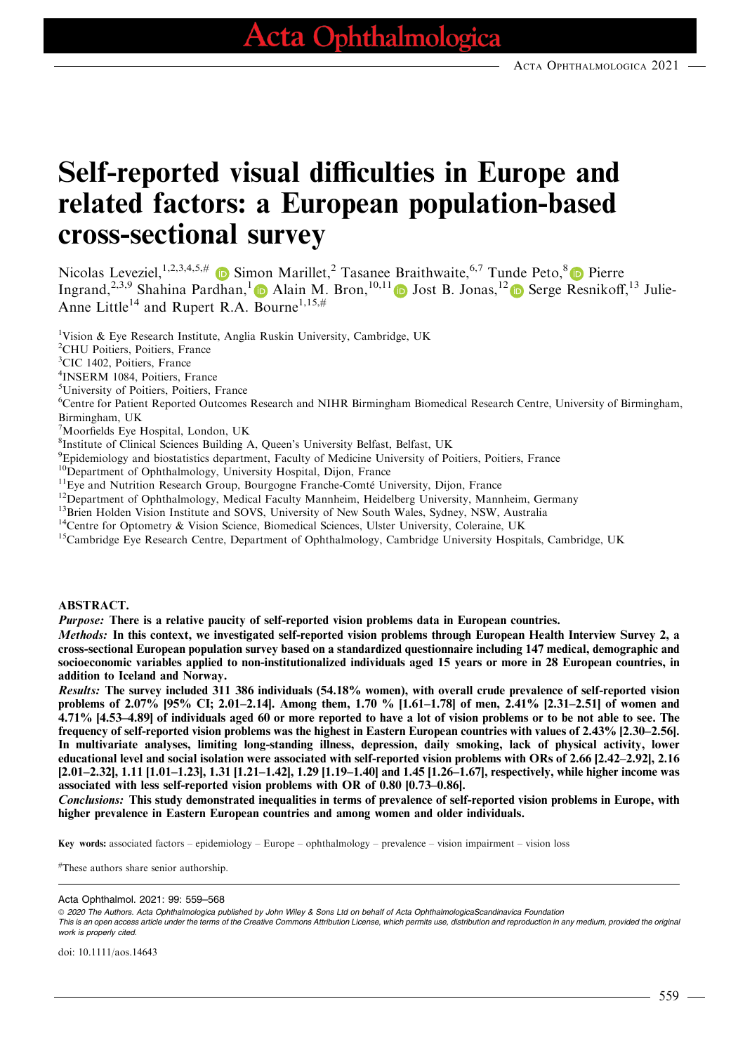# Self-reported visual difficulties in Europe and related factors: a European population-based cross-sectional survey

Nicolas Leveziel,[1,2,3,4,5,#] Simon Marillet,[2] Tasanee Braithwaite,[6,7] Tunde Peto,[8] Pierre Ingrand,[2,3,9] Shahina Pardhan,[1] Alain M. Bron,[10,11] Jost B. Jonas,[12] Serge Resnikoff,[13] Julie-Anne Little[14] and Rupert R.A. Bourne[1,15,#]

[1]Vision & Eye Research Institute, Anglia Ruskin University, Cambridge, UK
[2]CHU Poitiers, Poitiers, France
[3]CIC 1402, Poitiers, France
[4]INSERM 1084, Poitiers, France
[5]University of Poitiers, Poitiers, France
[6]Centre for Patient Reported Outcomes Research and NIHR Birmingham Biomedical Research Centre, University of Birmingham, Birmingham, UK
[7]Moorfields Eye Hospital, London, UK
[8]Institute of Clinical Sciences Building A, Queen's University Belfast, Belfast, UK
[9]Epidemiology and biostatistics department, Faculty of Medicine University of Poitiers, Poitiers, France
[10]Department of Ophthalmology, University Hospital, Dijon, France
[11]Eye and Nutrition Research Group, Bourgogne Franche-Comté University, Dijon, France
[12]Department of Ophthalmology, Medical Faculty Mannheim, Heidelberg University, Mannheim, Germany
[13]Brien Holden Vision Institute and SOVS, University of New South Wales, Sydney, NSW, Australia
[14]Centre for Optometry & Vision Science, Biomedical Sciences, Ulster University, Coleraine, UK
[15]Cambridge Eye Research Centre, Department of Ophthalmology, Cambridge University Hospitals, Cambridge, UK

## ABSTRACT.

***Purpose:*** **There is a relative paucity of self-reported vision problems data in European countries.**

***Methods:*** **In this context, we investigated self-reported vision problems through European Health Interview Survey 2, a cross-sectional European population survey based on a standardized questionnaire including 147 medical, demographic and socioeconomic variables applied to non-institutionalized individuals aged 15 years or more in 28 European countries, in addition to Iceland and Norway.**

***Results:*** **The survey included 311 386 individuals (54.18% women), with overall crude prevalence of self-reported vision problems of 2.07% [95% CI; 2.01–2.14]. Among them, 1.70 % [1.61–1.78] of men, 2.41% [2.31–2.51] of women and 4.71% [4.53–4.89] of individuals aged 60 or more reported to have a lot of vision problems or to be not able to see. The frequency of self-reported vision problems was the highest in Eastern European countries with values of 2.43% [2.30–2.56]. In multivariate analyses, limiting long-standing illness, depression, daily smoking, lack of physical activity, lower educational level and social isolation were associated with self-reported vision problems with ORs of 2.66 [2.42–2.92], 2.16 [2.01–2.32], 1.11 [1.01–1.23], 1.31 [1.21–1.42], 1.29 [1.19–1.40] and 1.45 [1.26–1.67], respectively, while higher income was associated with less self-reported vision problems with OR of 0.80 [0.73–0.86].**

***Conclusions:*** **This study demonstrated inequalities in terms of prevalence of self-reported vision problems in Europe, with higher prevalence in Eastern European countries and among women and older individuals.**

**Key words:** associated factors – epidemiology – Europe – ophthalmology – prevalence – vision impairment – vision loss

[#]These authors share senior authorship.

Acta Ophthalmol. 2021: 99: 559–568

© 2020 The Authors. Acta Ophthalmologica published by John Wiley & Sons Ltd on behalf of Acta OphthalmologicaScandinavica Foundation

*This is an open access article under the terms of the Creative Commons Attribution License, which permits use, distribution and reproduction in any medium, provided the original work is properly cited.*

doi: 10.1111/aos.14643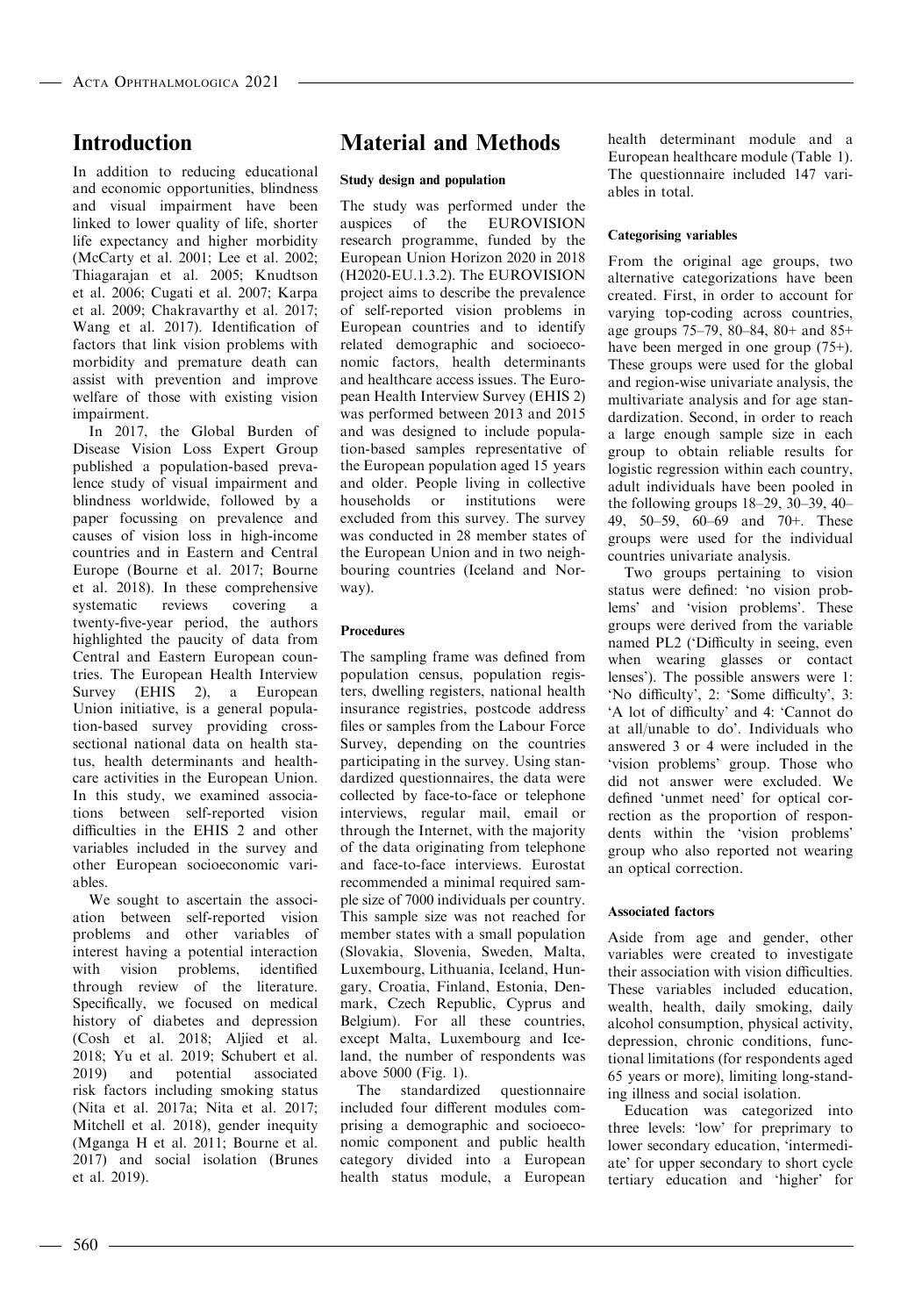## Introduction

In addition to reducing educational and economic opportunities, blindness and visual impairment have been linked to lower quality of life, shorter life expectancy and higher morbidity (McCarty et al. 2001; Lee et al. 2002; Thiagarajan et al. 2005; Knudtson et al. 2006; Cugati et al. 2007; Karpa et al. 2009; Chakravarthy et al. 2017; Wang et al. 2017). Identification of factors that link vision problems with morbidity and premature death can assist with prevention and improve welfare of those with existing vision impairment.

In 2017, the Global Burden of Disease Vision Loss Expert Group published a population-based prevalence study of visual impairment and blindness worldwide, followed by a paper focussing on prevalence and causes of vision loss in high-income countries and in Eastern and Central Europe (Bourne et al. 2017; Bourne et al. 2018). In these comprehensive systematic reviews covering a twenty-five-year period, the authors highlighted the paucity of data from Central and Eastern European countries. The European Health Interview Survey (EHIS 2), a European Union initiative, is a general population-based survey providing cross-sectional national data on health status, health determinants and healthcare activities in the European Union. In this study, we examined associations between self-reported vision difficulties in the EHIS 2 and other variables included in the survey and other European socioeconomic variables.

We sought to ascertain the association between self-reported vision problems and other variables of interest having a potential interaction with vision problems, identified through review of the literature. Specifically, we focused on medical history of diabetes and depression (Cosh et al. 2018; Aljied et al. 2018; Yu et al. 2019; Schubert et al. 2019) and potential associated risk factors including smoking status (Nita et al. 2017a; Nita et al. 2017; Mitchell et al. 2018), gender inequity (Mganga H et al. 2011; Bourne et al. 2017) and social isolation (Brunes et al. 2019).

## Material and Methods

### Study design and population

The study was performed under the auspices of the EUROVISION research programme, funded by the European Union Horizon 2020 in 2018 (H2020-EU.1.3.2). The EUROVISION project aims to describe the prevalence of self-reported vision problems in European countries and to identify related demographic and socioeconomic factors, health determinants and healthcare access issues. The European Health Interview Survey (EHIS 2) was performed between 2013 and 2015 and was designed to include population-based samples representative of the European population aged 15 years and older. People living in collective households or institutions were excluded from this survey. The survey was conducted in 28 member states of the European Union and in two neighbouring countries (Iceland and Norway).

### Procedures

The sampling frame was defined from population census, population registers, dwelling registers, national health insurance registries, postcode address files or samples from the Labour Force Survey, depending on the countries participating in the survey. Using standardized questionnaires, the data were collected by face-to-face or telephone interviews, regular mail, email or through the Internet, with the majority of the data originating from telephone and face-to-face interviews. Eurostat recommended a minimal required sample size of 7000 individuals per country. This sample size was not reached for member states with a small population (Slovakia, Slovenia, Sweden, Malta, Luxembourg, Lithuania, Iceland, Hungary, Croatia, Finland, Estonia, Denmark, Czech Republic, Cyprus and Belgium). For all these countries, except Malta, Luxembourg and Iceland, the number of respondents was above 5000 (Fig. 1).

The standardized questionnaire included four different modules comprising a demographic and socioeconomic component and public health category divided into a European health status module, a European health determinant module and a European healthcare module (Table 1). The questionnaire included 147 variables in total.

### Categorising variables

From the original age groups, two alternative categorizations have been created. First, in order to account for varying top-coding across countries, age groups 75–79, 80–84, 80+ and 85+ have been merged in one group (75+). These groups were used for the global and region-wise univariate analysis, the multivariate analysis and for age standardization. Second, in order to reach a large enough sample size in each group to obtain reliable results for logistic regression within each country, adult individuals have been pooled in the following groups 18–29, 30–39, 40–49, 50–59, 60–69 and 70+. These groups were used for the individual countries univariate analysis.

Two groups pertaining to vision status were defined: 'no vision problems' and 'vision problems'. These groups were derived from the variable named PL2 ('Difficulty in seeing, even when wearing glasses or contact lenses'). The possible answers were 1: 'No difficulty', 2: 'Some difficulty', 3: 'A lot of difficulty' and 4: 'Cannot do at all/unable to do'. Individuals who answered 3 or 4 were included in the 'vision problems' group. Those who did not answer were excluded. We defined 'unmet need' for optical correction as the proportion of respondents within the 'vision problems' group who also reported not wearing an optical correction.

### Associated factors

Aside from age and gender, other variables were created to investigate their association with vision difficulties. These variables included education, wealth, health, daily smoking, daily alcohol consumption, physical activity, depression, chronic conditions, functional limitations (for respondents aged 65 years or more), limiting long-standing illness and social isolation.

Education was categorized into three levels: 'low' for preprimary to lower secondary education, 'intermediate' for upper secondary to short cycle tertiary education and 'higher' for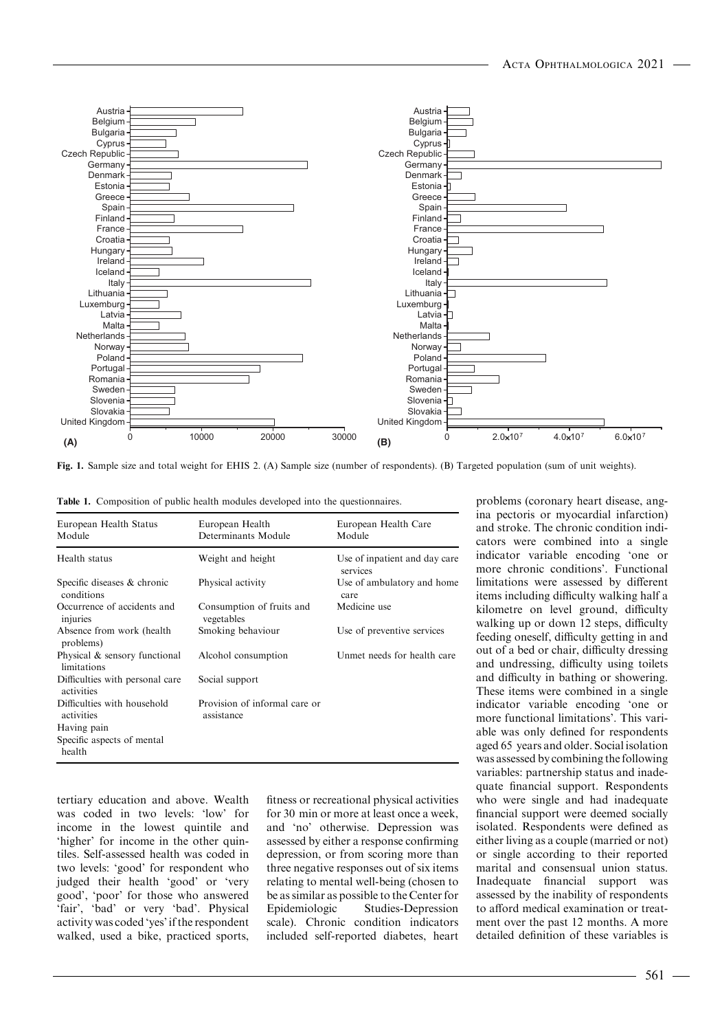**Fig. 1.** Sample size and total weight for EHIS 2. (A) Sample size (number of respondents). (B) Targeted population (sum of unit weights).

**Table 1.** Composition of public health modules developed into the questionnaires.

| European Health Status Module | European Health Determinants Module | European Health Care Module |
|---|---|---|
| Health status | Weight and height | Use of inpatient and day care services |
| Specific diseases & chronic conditions | Physical activity | Use of ambulatory and home care |
| Occurrence of accidents and injuries | Consumption of fruits and vegetables | Medicine use |
| Absence from work (health problems) | Smoking behaviour | Use of preventive services |
| Physical & sensory functional limitations | Alcohol consumption | Unmet needs for health care |
| Difficulties with personal care activities | Social support | |
| Difficulties with household activities | Provision of informal care or assistance | |
| Having pain | | |
| Specific aspects of mental health | | |

tertiary education and above. Wealth was coded in two levels: 'low' for income in the lowest quintile and 'higher' for income in the other quintiles. Self-assessed health was coded in two levels: 'good' for respondent who judged their health 'good' or 'very good', 'poor' for those who answered 'fair', 'bad' or very 'bad'. Physical activity was coded 'yes' if the respondent walked, used a bike, practiced sports, fitness or recreational physical activities for 30 min or more at least once a week, and 'no' otherwise. Depression was assessed by either a response confirming depression, or from scoring more than three negative responses out of six items relating to mental well-being (chosen to be as similar as possible to the Center for Epidemiologic Studies-Depression scale). Chronic condition indicators included self-reported diabetes, heart problems (coronary heart disease, angina pectoris or myocardial infarction) and stroke. The chronic condition indicators were combined into a single indicator variable encoding 'one or more chronic conditions'. Functional limitations were assessed by different items including difficulty walking half a kilometre on level ground, difficulty walking up or down 12 steps, difficulty feeding oneself, difficulty getting in and out of a bed or chair, difficulty dressing and undressing, difficulty using toilets and difficulty in bathing or showering. These items were combined in a single indicator variable encoding 'one or more functional limitations'. This variable was only defined for respondents aged 65 years and older. Social isolation was assessed by combining the following variables: partnership status and inadequate financial support. Respondents who were single and had inadequate financial support were deemed socially isolated. Respondents were defined as either living as a couple (married or not) or single according to their reported marital and consensual union status. Inadequate financial support was assessed by the inability of respondents to afford medical examination or treatment over the past 12 months. A more detailed definition of these variables is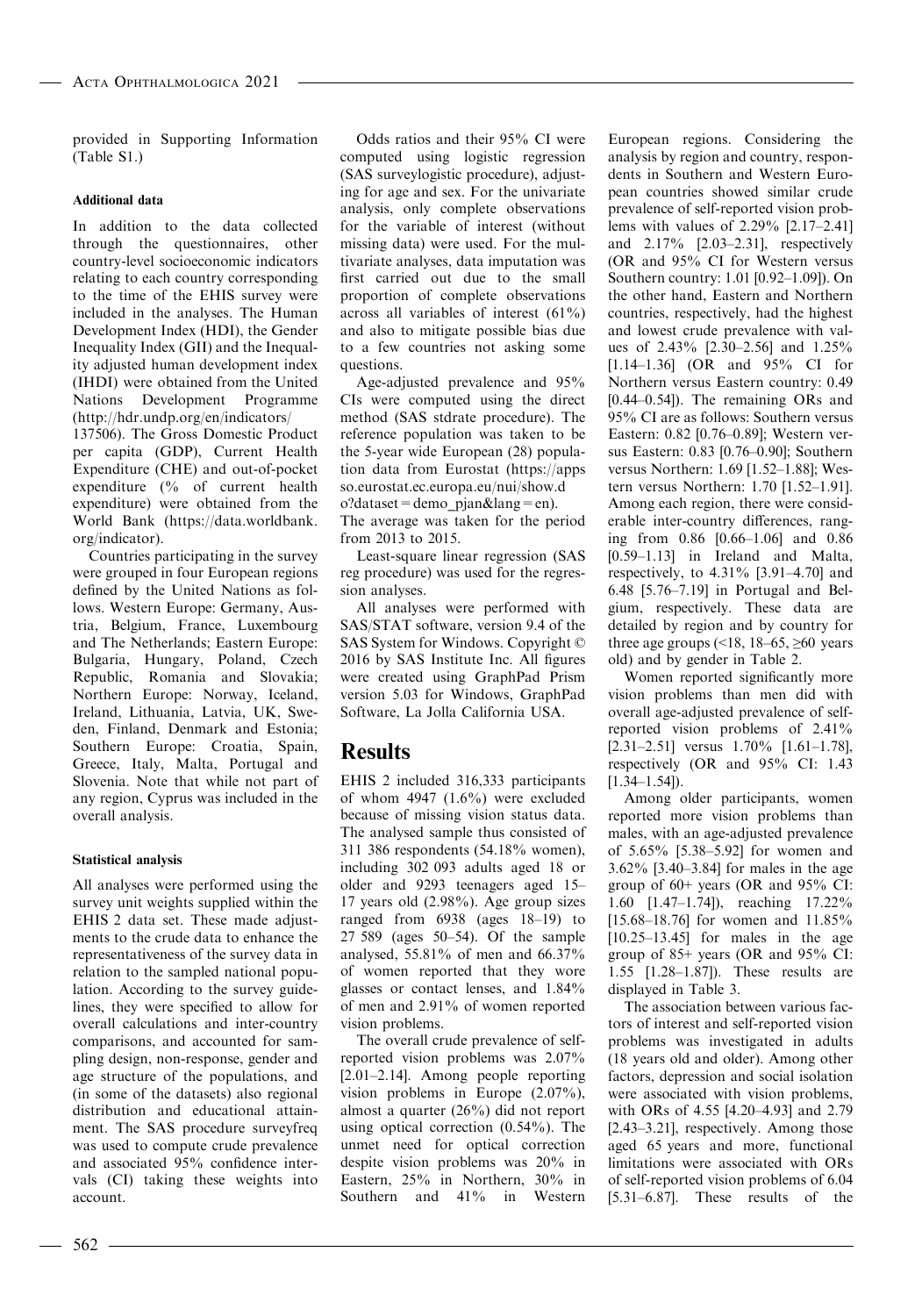provided in Supporting Information (Table S1.)

#### Additional data

In addition to the data collected through the questionnaires, other country-level socioeconomic indicators relating to each country corresponding to the time of the EHIS survey were included in the analyses. The Human Development Index (HDI), the Gender Inequality Index (GII) and the Inequality adjusted human development index (IHDI) were obtained from the United Nations Development Programme (http://hdr.undp.org/en/indicators/137506). The Gross Domestic Product per capita (GDP), Current Health Expenditure (CHE) and out-of-pocket expenditure (% of current health expenditure) were obtained from the World Bank (https://data.worldbank.org/indicator).

Countries participating in the survey were grouped in four European regions defined by the United Nations as follows. Western Europe: Germany, Austria, Belgium, France, Luxembourg and The Netherlands; Eastern Europe: Bulgaria, Hungary, Poland, Czech Republic, Romania and Slovakia; Northern Europe: Norway, Iceland, Ireland, Lithuania, Latvia, UK, Sweden, Finland, Denmark and Estonia; Southern Europe: Croatia, Spain, Greece, Italy, Malta, Portugal and Slovenia. Note that while not part of any region, Cyprus was included in the overall analysis.

#### Statistical analysis

All analyses were performed using the survey unit weights supplied within the EHIS 2 data set. These made adjustments to the crude data to enhance the representativeness of the survey data in relation to the sampled national population. According to the survey guidelines, they were specified to allow for overall calculations and inter-country comparisons, and accounted for sampling design, non-response, gender and age structure of the populations, and (in some of the datasets) also regional distribution and educational attainment. The SAS procedure surveyfreq was used to compute crude prevalence and associated 95% confidence intervals (CI) taking these weights into account.

Odds ratios and their 95% CI were computed using logistic regression (SAS surveylogistic procedure), adjusting for age and sex. For the univariate analysis, only complete observations for the variable of interest (without missing data) were used. For the multivariate analyses, data imputation was first carried out due to the small proportion of complete observations across all variables of interest (61%) and also to mitigate possible bias due to a few countries not asking some questions.

Age-adjusted prevalence and 95% CIs were computed using the direct method (SAS stdrate procedure). The reference population was taken to be the 5-year wide European (28) population data from Eurostat (https://appsso.eurostat.ec.europa.eu/nui/show.do?dataset=demo_pjan&lang=en). The average was taken for the period from 2013 to 2015.

Least-square linear regression (SAS reg procedure) was used for the regression analyses.

All analyses were performed with SAS/STAT software, version 9.4 of the SAS System for Windows. Copyright © 2016 by SAS Institute Inc. All figures were created using GraphPad Prism version 5.03 for Windows, GraphPad Software, La Jolla California USA.

## Results

EHIS 2 included 316,333 participants of whom 4947 (1.6%) were excluded because of missing vision status data. The analysed sample thus consisted of 311 386 respondents (54.18% women), including 302 093 adults aged 18 or older and 9293 teenagers aged 15–17 years old (2.98%). Age group sizes ranged from 6938 (ages 18–19) to 27 589 (ages 50–54). Of the sample analysed, 55.81% of men and 66.37% of women reported that they wore glasses or contact lenses, and 1.84% of men and 2.91% of women reported vision problems.

The overall crude prevalence of self-reported vision problems was 2.07% [2.01–2.14]. Among people reporting vision problems in Europe (2.07%), almost a quarter (26%) did not report using optical correction (0.54%). The unmet need for optical correction despite vision problems was 20% in Eastern, 25% in Northern, 30% in Southern and 41% in Western European regions. Considering the analysis by region and country, respondents in Southern and Western European countries showed similar crude prevalence of self-reported vision problems with values of 2.29% [2.17–2.41] and 2.17% [2.03–2.31], respectively (OR and 95% CI for Western versus Southern country: 1.01 [0.92–1.09]). On the other hand, Eastern and Northern countries, respectively, had the highest and lowest crude prevalence with values of 2.43% [2.30–2.56] and 1.25% [1.14–1.36] (OR and 95% CI for Northern versus Eastern country: 0.49 [0.44–0.54]). The remaining ORs and 95% CI are as follows: Southern versus Eastern: 0.82 [0.76–0.89]; Western versus Eastern: 0.83 [0.76–0.90]; Southern versus Northern: 1.69 [1.52–1.88]; Western versus Northern: 1.70 [1.52–1.91]. Among each region, there were considerable inter-country differences, ranging from 0.86 [0.66–1.06] and 0.86 [0.59–1.13] in Ireland and Malta, respectively, to 4.31% [3.91–4.70] and 6.48 [5.76–7.19] in Portugal and Belgium, respectively. These data are detailed by region and by country for three age groups (<18, 18–65, ≥60 years old) and by gender in Table 2.

Women reported significantly more vision problems than men did with overall age-adjusted prevalence of self-reported vision problems of 2.41% [2.31–2.51] versus 1.70% [1.61–1.78], respectively (OR and 95% CI: 1.43 [1.34–1.54]).

Among older participants, women reported more vision problems than males, with an age-adjusted prevalence of 5.65% [5.38–5.92] for women and 3.62% [3.40–3.84] for males in the age group of 60+ years (OR and 95% CI: 1.60 [1.47–1.74]), reaching 17.22% [15.68–18.76] for women and 11.85% [10.25–13.45] for males in the age group of 85+ years (OR and 95% CI: 1.55 [1.28–1.87]). These results are displayed in Table 3.

The association between various factors of interest and self-reported vision problems was investigated in adults (18 years old and older). Among other factors, depression and social isolation were associated with vision problems, with ORs of 4.55 [4.20–4.93] and 2.79 [2.43–3.21], respectively. Among those aged 65 years and more, functional limitations were associated with ORs of self-reported vision problems of 6.04 [5.31–6.87]. These results of the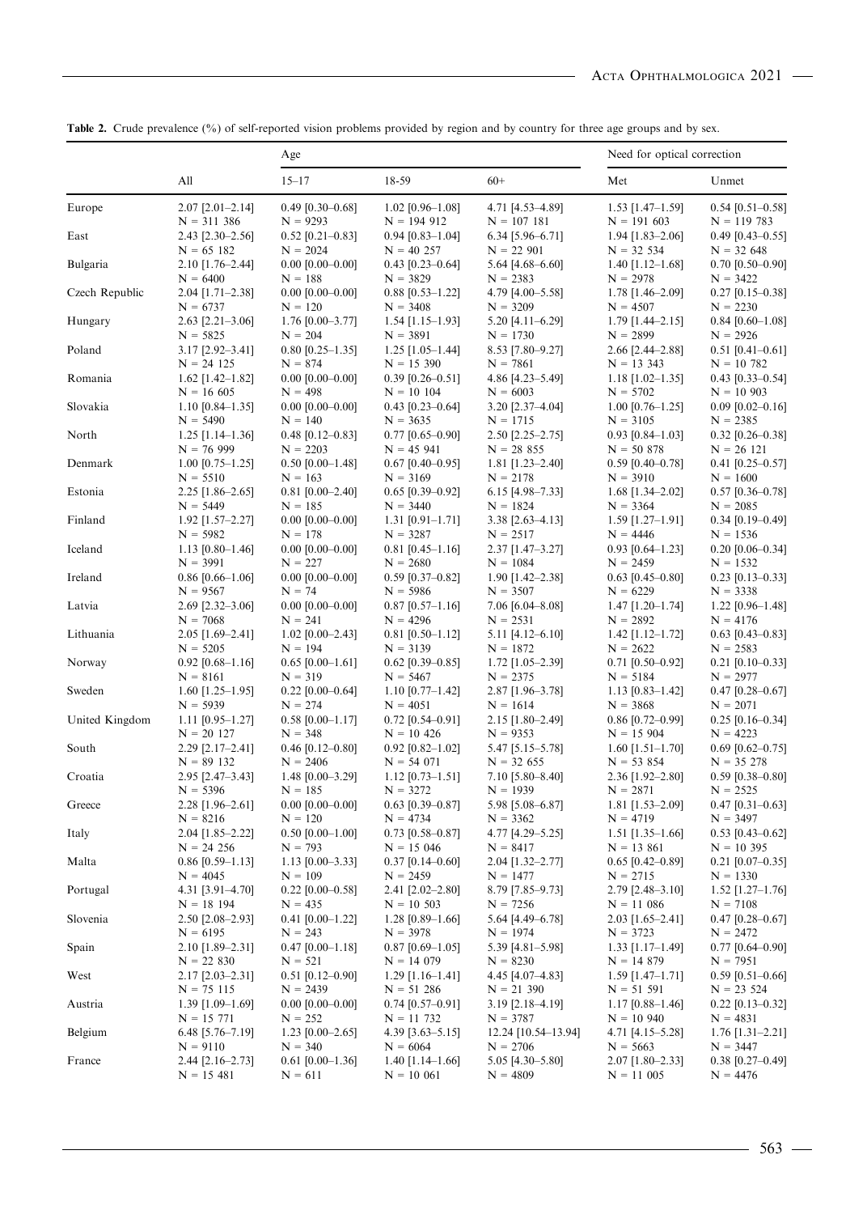**Table 2.** Crude prevalence (%) of self-reported vision problems provided by region and by country for three age groups and by sex.

| | | Age | | | Need for optical correction | |
|---|---|---|---|---|---|---|
| | All | 15–17 | 18-59 | 60+ | Met | Unmet |
| Europe | 2.07 [2.01–2.14] N = 311 386 | 0.49 [0.30–0.68] N = 9293 | 1.02 [0.96–1.08] N = 194 912 | 4.71 [4.53–4.89] N = 107 181 | 1.53 [1.47–1.59] N = 191 603 | 0.54 [0.51–0.58] N = 119 783 |
| East | 2.43 [2.30–2.56] N = 65 182 | 0.52 [0.21–0.83] N = 2024 | 0.94 [0.83–1.04] N = 40 257 | 6.34 [5.96–6.71] N = 22 901 | 1.94 [1.83–2.06] N = 32 534 | 0.49 [0.43–0.55] N = 32 648 |
| Bulgaria | 2.10 [1.76–2.44] N = 6400 | 0.00 [0.00–0.00] N = 188 | 0.43 [0.23–0.64] N = 3829 | 5.64 [4.68–6.60] N = 2383 | 1.40 [1.12–1.68] N = 2978 | 0.70 [0.50–0.90] N = 3422 |
| Czech Republic | 2.04 [1.71–2.38] N = 6737 | 0.00 [0.00–0.00] N = 120 | 0.88 [0.53–1.22] N = 3408 | 4.79 [4.00–5.58] N = 3209 | 1.78 [1.46–2.09] N = 4507 | 0.27 [0.15–0.38] N = 2230 |
| Hungary | 2.63 [2.21–3.06] N = 5825 | 1.76 [0.00–3.77] N = 204 | 1.54 [1.15–1.93] N = 3891 | 5.20 [4.11–6.29] N = 1730 | 1.79 [1.44–2.15] N = 2899 | 0.84 [0.60–1.08] N = 2926 |
| Poland | 3.17 [2.92–3.41] N = 24 125 | 0.80 [0.25–1.35] N = 874 | 1.25 [1.05–1.44] N = 15 390 | 8.53 [7.80–9.27] N = 7861 | 2.66 [2.44–2.88] N = 13 343 | 0.51 [0.41–0.61] N = 10 782 |
| Romania | 1.62 [1.42–1.82] N = 16 605 | 0.00 [0.00–0.00] N = 498 | 0.39 [0.26–0.51] N = 10 104 | 4.86 [4.23–5.49] N = 6003 | 1.18 [1.02–1.35] N = 5702 | 0.43 [0.33–0.54] N = 10 903 |
| Slovakia | 1.10 [0.84–1.35] N = 5490 | 0.00 [0.00–0.00] N = 140 | 0.43 [0.23–0.64] N = 3635 | 3.20 [2.37–4.04] N = 1715 | 1.00 [0.76–1.25] N = 3105 | 0.09 [0.02–0.16] N = 2385 |
| North | 1.25 [1.14–1.36] N = 76 999 | 0.48 [0.12–0.83] N = 2203 | 0.77 [0.65–0.90] N = 45 941 | 2.50 [2.25–2.75] N = 28 855 | 0.93 [0.84–1.03] N = 50 878 | 0.32 [0.26–0.38] N = 26 121 |
| Denmark | 1.00 [0.75–1.25] N = 5510 | 0.50 [0.00–1.48] N = 163 | 0.67 [0.40–0.95] N = 3169 | 1.81 [1.23–2.40] N = 2178 | 0.59 [0.40–0.78] N = 3910 | 0.41 [0.25–0.57] N = 1600 |
| Estonia | 2.25 [1.86–2.65] N = 5449 | 0.81 [0.00–2.40] N = 185 | 0.65 [0.39–0.92] N = 3440 | 6.15 [4.98–7.33] N = 1824 | 1.68 [1.34–2.02] N = 3364 | 0.57 [0.36–0.78] N = 2085 |
| Finland | 1.92 [1.57–2.27] N = 5982 | 0.00 [0.00–0.00] N = 178 | 1.31 [0.91–1.71] N = 3287 | 3.38 [2.63–4.13] N = 2517 | 1.59 [1.27–1.91] N = 4446 | 0.34 [0.19–0.49] N = 1536 |
| Iceland | 1.13 [0.80–1.46] N = 3991 | 0.00 [0.00–0.00] N = 227 | 0.81 [0.45–1.16] N = 2680 | 2.37 [1.47–3.27] N = 1084 | 0.93 [0.64–1.23] N = 2459 | 0.20 [0.06–0.34] N = 1532 |
| Ireland | 0.86 [0.66–1.06] N = 9567 | 0.00 [0.00–0.00] N = 74 | 0.59 [0.37–0.82] N = 5986 | 1.90 [1.42–2.38] N = 3507 | 0.63 [0.45–0.80] N = 6229 | 0.23 [0.13–0.33] N = 3338 |
| Latvia | 2.69 [2.32–3.06] N = 7068 | 0.00 [0.00–0.00] N = 241 | 0.87 [0.57–1.16] N = 4296 | 7.06 [6.04–8.08] N = 2531 | 1.47 [1.20–1.74] N = 2892 | 1.22 [0.96–1.48] N = 4176 |
| Lithuania | 2.05 [1.69–2.41] N = 5205 | 1.02 [0.00–2.43] N = 194 | 0.81 [0.50–1.12] N = 3139 | 5.11 [4.12–6.10] N = 1872 | 1.42 [1.12–1.72] N = 2622 | 0.63 [0.43–0.83] N = 2583 |
| Norway | 0.92 [0.68–1.16] N = 8161 | 0.65 [0.00–1.61] N = 319 | 0.62 [0.39–0.85] N = 5467 | 1.72 [1.05–2.39] N = 2375 | 0.71 [0.50–0.92] N = 5184 | 0.21 [0.10–0.33] N = 2977 |
| Sweden | 1.60 [1.25–1.95] N = 5939 | 0.22 [0.00–0.64] N = 274 | 1.10 [0.77–1.42] N = 4051 | 2.87 [1.96–3.78] N = 1614 | 1.13 [0.83–1.42] N = 3868 | 0.47 [0.28–0.67] N = 2071 |
| United Kingdom | 1.11 [0.95–1.27] N = 20 127 | 0.58 [0.00–1.17] N = 348 | 0.72 [0.54–0.91] N = 10 426 | 2.15 [1.80–2.49] N = 9353 | 0.86 [0.72–0.99] N = 15 904 | 0.25 [0.16–0.34] N = 4223 |
| South | 2.29 [2.17–2.41] N = 89 132 | 0.46 [0.12–0.80] N = 2406 | 0.92 [0.82–1.02] N = 54 071 | 5.47 [5.15–5.78] N = 32 655 | 1.60 [1.51–1.70] N = 53 854 | 0.69 [0.62–0.75] N = 35 278 |
| Croatia | 2.95 [2.47–3.43] N = 5396 | 1.48 [0.00–3.29] N = 185 | 1.12 [0.73–1.51] N = 3272 | 7.10 [5.80–8.40] N = 1939 | 2.36 [1.92–2.80] N = 2871 | 0.59 [0.38–0.80] N = 2525 |
| Greece | 2.28 [1.96–2.61] N = 8216 | 0.00 [0.00–0.00] N = 120 | 0.63 [0.39–0.87] N = 4734 | 5.98 [5.08–6.87] N = 3362 | 1.81 [1.53–2.09] N = 4719 | 0.47 [0.31–0.63] N = 3497 |
| Italy | 2.04 [1.85–2.22] N = 24 256 | 0.50 [0.00–1.00] N = 793 | 0.73 [0.58–0.87] N = 15 046 | 4.77 [4.29–5.25] N = 8417 | 1.51 [1.35–1.66] N = 13 861 | 0.53 [0.43–0.62] N = 10 395 |
| Malta | 0.86 [0.59–1.13] N = 4045 | 1.13 [0.00–3.33] N = 109 | 0.37 [0.14–0.60] N = 2459 | 2.04 [1.32–2.77] N = 1477 | 0.65 [0.42–0.89] N = 2715 | 0.21 [0.07–0.35] N = 1330 |
| Portugal | 4.31 [3.91–4.70] N = 18 194 | 0.22 [0.00–0.58] N = 435 | 2.41 [2.02–2.80] N = 10 503 | 8.79 [7.85–9.73] N = 7256 | 2.79 [2.48–3.10] N = 11 086 | 1.52 [1.27–1.76] N = 7108 |
| Slovenia | 2.50 [2.08–2.93] N = 6195 | 0.41 [0.00–1.22] N = 243 | 1.28 [0.89–1.66] N = 3978 | 5.64 [4.49–6.78] N = 1974 | 2.03 [1.65–2.41] N = 3723 | 0.47 [0.28–0.67] N = 2472 |
| Spain | 2.10 [1.89–2.31] N = 22 830 | 0.47 [0.00–1.18] N = 521 | 0.87 [0.69–1.05] N = 14 079 | 5.39 [4.81–5.98] N = 8230 | 1.33 [1.17–1.49] N = 14 879 | 0.77 [0.64–0.90] N = 7951 |
| West | 2.17 [2.03–2.31] N = 75 115 | 0.51 [0.12–0.90] N = 2439 | 1.29 [1.16–1.41] N = 51 286 | 4.45 [4.07–4.83] N = 21 390 | 1.59 [1.47–1.71] N = 51 591 | 0.59 [0.51–0.66] N = 23 524 |
| Austria | 1.39 [1.09–1.69] N = 15 771 | 0.00 [0.00–0.00] N = 252 | 0.74 [0.57–0.91] N = 11 732 | 3.19 [2.18–4.19] N = 3787 | 1.17 [0.88–1.46] N = 10 940 | 0.22 [0.13–0.32] N = 4831 |
| Belgium | 6.48 [5.76–7.19] N = 9110 | 1.23 [0.00–2.65] N = 340 | 4.39 [3.63–5.15] N = 6064 | 12.24 [10.54–13.94] N = 2706 | 4.71 [4.15–5.28] N = 5663 | 1.76 [1.31–2.21] N = 3447 |
| France | 2.44 [2.16–2.73] N = 15 481 | 0.61 [0.00–1.36] N = 611 | 1.40 [1.14–1.66] N = 10 061 | 5.05 [4.30–5.80] N = 4809 | 2.07 [1.80–2.33] N = 11 005 | 0.38 [0.27–0.49] N = 4476 |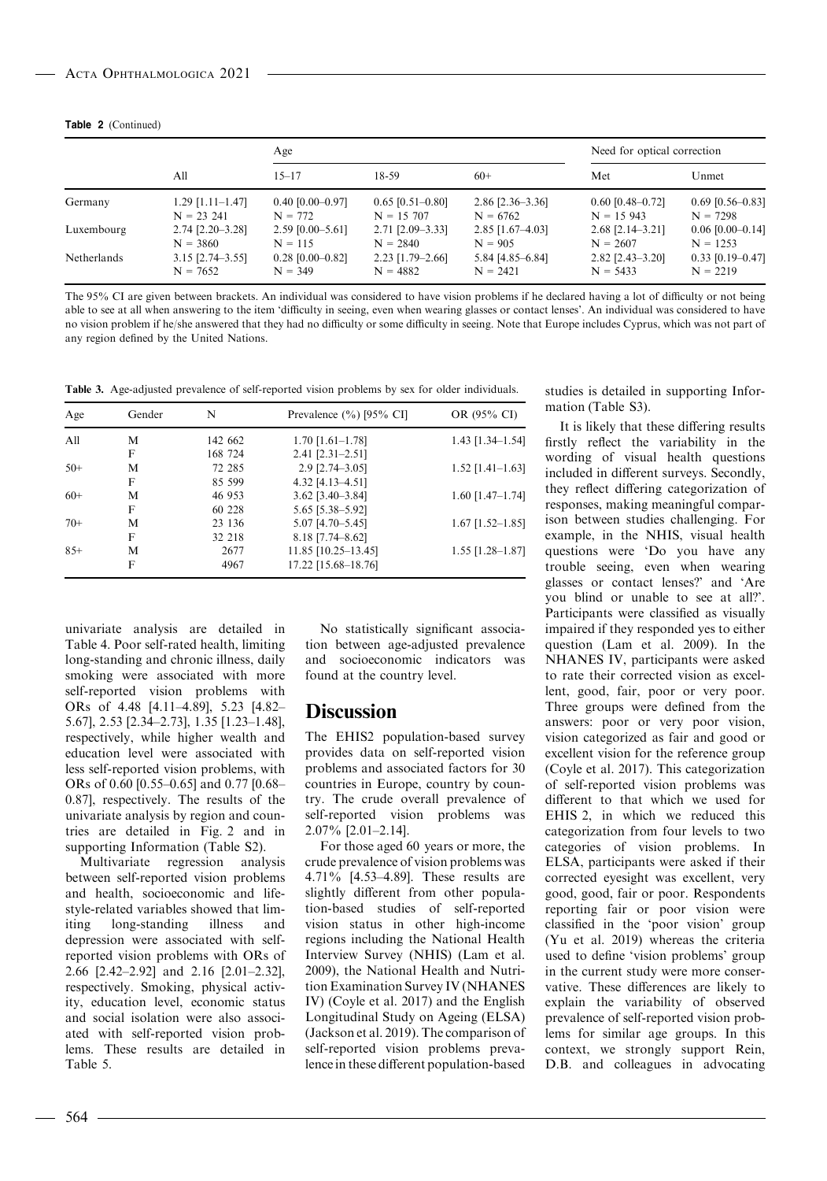**Table 2** (Continued)

| | All | Age | | | Need for optical correction | |
|---|---|---|---|---|---|---|
| | | 15–17 | 18-59 | 60+ | Met | Unmet |
| Germany | 1.29 [1.11–1.47] N = 23 241 | 0.40 [0.00–0.97] N = 772 | 0.65 [0.51–0.80] N = 15 707 | 2.86 [2.36–3.36] N = 6762 | 0.60 [0.48–0.72] N = 15 943 | 0.69 [0.56–0.83] N = 7298 |
| Luxembourg | 2.74 [2.20–3.28] N = 3860 | 2.59 [0.00–5.61] N = 115 | 2.71 [2.09–3.33] N = 2840 | 2.85 [1.67–4.03] N = 905 | 2.68 [2.14–3.21] N = 2607 | 0.06 [0.00–0.14] N = 1253 |
| Netherlands | 3.15 [2.74–3.55] N = 7652 | 0.28 [0.00–0.82] N = 349 | 2.23 [1.79–2.66] N = 4882 | 5.84 [4.85–6.84] N = 2421 | 2.82 [2.43–3.20] N = 5433 | 0.33 [0.19–0.47] N = 2219 |

The 95% CI are given between brackets. An individual was considered to have vision problems if he declared having a lot of difficulty or not being able to see at all when answering to the item 'difficulty in seeing, even when wearing glasses or contact lenses'. An individual was considered to have no vision problem if he/she answered that they had no difficulty or some difficulty in seeing. Note that Europe includes Cyprus, which was not part of any region defined by the United Nations.

**Table 3.** Age-adjusted prevalence of self-reported vision problems by sex for older individuals.

| Age | Gender | N | Prevalence (%) [95% CI] | OR (95% CI) |
|---|---|---|---|---|
| All | M | 142 662 | 1.70 [1.61–1.78] | 1.43 [1.34–1.54] |
| | F | 168 724 | 2.41 [2.31–2.51] | |
| 50+ | M | 72 285 | 2.9 [2.74–3.05] | 1.52 [1.41–1.63] |
| | F | 85 599 | 4.32 [4.13–4.51] | |
| 60+ | M | 46 953 | 3.62 [3.40–3.84] | 1.60 [1.47–1.74] |
| | F | 60 228 | 5.65 [5.38–5.92] | |
| 70+ | M | 23 136 | 5.07 [4.70–5.45] | 1.67 [1.52–1.85] |
| | F | 32 218 | 8.18 [7.74–8.62] | |
| 85+ | M | 2677 | 11.85 [10.25–13.45] | 1.55 [1.28–1.87] |
| | F | 4967 | 17.22 [15.68–18.76] | |

univariate analysis are detailed in Table 4. Poor self-rated health, limiting long-standing and chronic illness, daily smoking were associated with more self-reported vision problems with ORs of 4.48 [4.11–4.89], 5.23 [4.82–5.67], 2.53 [2.34–2.73], 1.35 [1.23–1.48], respectively, while higher wealth and education level were associated with less self-reported vision problems, with ORs of 0.60 [0.55–0.65] and 0.77 [0.68–0.87], respectively. The results of the univariate analysis by region and countries are detailed in Fig. 2 and in supporting Information (Table S2).

Multivariate regression analysis between self-reported vision problems and health, socioeconomic and lifestyle-related variables showed that limiting long-standing illness and depression were associated with self-reported vision problems with ORs of 2.66 [2.42–2.92] and 2.16 [2.01–2.32], respectively. Smoking, physical activity, education level, economic status and social isolation were also associated with self-reported vision problems. These results are detailed in Table 5.

No statistically significant association between age-adjusted prevalence and socioeconomic indicators was found at the country level.

# Discussion

The EHIS2 population-based survey provides data on self-reported vision problems and associated factors for 30 countries in Europe, country by country. The crude overall prevalence of self-reported vision problems was 2.07% [2.01–2.14].

For those aged 60 years or more, the crude prevalence of vision problems was 4.71% [4.53–4.89]. These results are slightly different from other population-based studies of self-reported vision status in other high-income regions including the National Health Interview Survey (NHIS) (Lam et al. 2009), the National Health and Nutrition Examination Survey IV (NHANES IV) (Coyle et al. 2017) and the English Longitudinal Study on Ageing (ELSA) (Jackson et al. 2019). The comparison of self-reported vision problems prevalence in these different population-based studies is detailed in supporting Information (Table S3).

It is likely that these differing results firstly reflect the variability in the wording of visual health questions included in different surveys. Secondly, they reflect differing categorization of responses, making meaningful comparison between studies challenging. For example, in the NHIS, visual health questions were 'Do you have any trouble seeing, even when wearing glasses or contact lenses?' and 'Are you blind or unable to see at all?'. Participants were classified as visually impaired if they responded yes to either question (Lam et al. 2009). In the NHANES IV, participants were asked to rate their corrected vision as excellent, good, fair, poor or very poor. Three groups were defined from the answers: poor or very poor vision, vision categorized as fair and good or excellent vision for the reference group (Coyle et al. 2017). This categorization of self-reported vision problems was different to that which we used for EHIS 2, in which we reduced this categorization from four levels to two categories of vision problems. In ELSA, participants were asked if their corrected eyesight was excellent, very good, good, fair or poor. Respondents reporting fair or poor vision were classified in the 'poor vision' group (Yu et al. 2019) whereas the criteria used to define 'vision problems' group in the current study were more conservative. These differences are likely to explain the variability of observed prevalence of self-reported vision problems for similar age groups. In this context, we strongly support Rein, D.B. and colleagues in advocating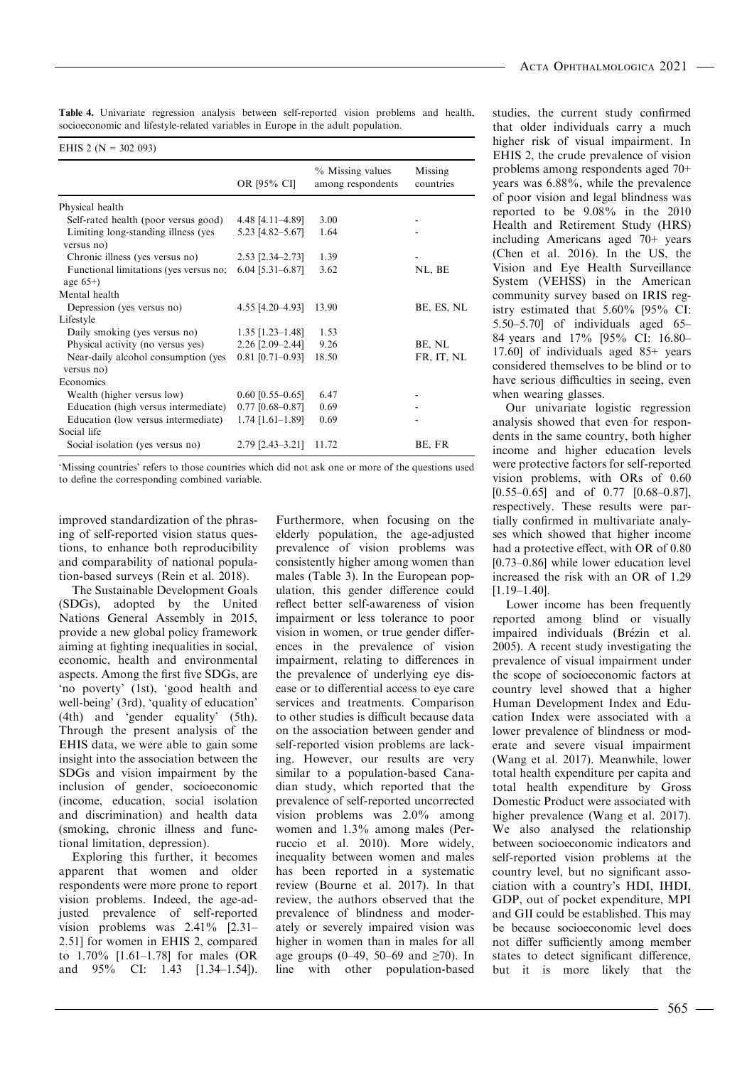**Table 4.** Univariate regression analysis between self-reported vision problems and health, socioeconomic and lifestyle-related variables in Europe in the adult population.

| EHIS 2 (N = 302 093) | | | |
|---|---|---|---|
| | OR [95% CI] | % Missing values among respondents | Missing countries |
| Physical health | | | |
| Self-rated health (poor versus good) | 4.48 [4.11–4.89] | 3.00 | - |
| Limiting long-standing illness (yes versus no) | 5.23 [4.82–5.67] | 1.64 | - |
| Chronic illness (yes versus no) | 2.53 [2.34–2.73] | 1.39 | - |
| Functional limitations (yes versus no; age 65+) | 6.04 [5.31–6.87] | 3.62 | NL, BE |
| Mental health | | | |
| Depression (yes versus no) | 4.55 [4.20–4.93] | 13.90 | BE, ES, NL |
| Lifestyle | | | |
| Daily smoking (yes versus no) | 1.35 [1.23–1.48] | 1.53 | |
| Physical activity (no versus yes) | 2.26 [2.09–2.44] | 9.26 | BE, NL |
| Near-daily alcohol consumption (yes versus no) | 0.81 [0.71–0.93] | 18.50 | FR, IT, NL |
| Economics | | | |
| Wealth (higher versus low) | 0.60 [0.55–0.65] | 6.47 | - |
| Education (high versus intermediate) | 0.77 [0.68–0.87] | 0.69 | - |
| Education (low versus intermediate) | 1.74 [1.61–1.89] | 0.69 | - |
| Social life | | | |
| Social isolation (yes versus no) | 2.79 [2.43–3.21] | 11.72 | BE, FR |

'Missing countries' refers to those countries which did not ask one or more of the questions used to define the corresponding combined variable.

improved standardization of the phrasing of self-reported vision status questions, to enhance both reproducibility and comparability of national population-based surveys (Rein et al. 2018).

The Sustainable Development Goals (SDGs), adopted by the United Nations General Assembly in 2015, provide a new global policy framework aiming at fighting inequalities in social, economic, health and environmental aspects. Among the first five SDGs, are 'no poverty' (1st), 'good health and well-being' (3rd), 'quality of education' (4th) and 'gender equality' (5th). Through the present analysis of the EHIS data, we were able to gain some insight into the association between the SDGs and vision impairment by the inclusion of gender, socioeconomic (income, education, social isolation and discrimination) and health data (smoking, chronic illness and functional limitation, depression).

Exploring this further, it becomes apparent that women and older respondents were more prone to report vision problems. Indeed, the age-adjusted prevalence of self-reported vision problems was 2.41% [2.31–2.51] for women in EHIS 2, compared to 1.70% [1.61–1.78] for males (OR and 95% CI: 1.43 [1.34–1.54]). Furthermore, when focusing on the elderly population, the age-adjusted prevalence of vision problems was consistently higher among women than males (Table 3). In the European population, this gender difference could reflect better self-awareness of vision impairment or less tolerance to poor vision in women, or true gender differences in the prevalence of vision impairment, relating to differences in the prevalence of underlying eye disease or to differential access to eye care services and treatments. Comparison to other studies is difficult because data on the association between gender and self-reported vision problems are lacking. However, our results are very similar to a population-based Canadian study, which reported that the prevalence of self-reported uncorrected vision problems was 2.0% among women and 1.3% among males (Perruccio et al. 2010). More widely, inequality between women and males has been reported in a systematic review (Bourne et al. 2017). In that review, the authors observed that the prevalence of blindness and moderately or severely impaired vision was higher in women than in males for all age groups (0–49, 50–69 and ≥70). In line with other population-based studies, the current study confirmed that older individuals carry a much higher risk of visual impairment. In EHIS 2, the crude prevalence of vision problems among respondents aged 70+ years was 6.88%, while the prevalence of poor vision and legal blindness was reported to be 9.08% in the 2010 Health and Retirement Study (HRS) including Americans aged 70+ years (Chen et al. 2016). In the US, the Vision and Eye Health Surveillance System (VEHSS) in the American community survey based on IRIS registry estimated that 5.60% [95% CI: 5.50–5.70] of individuals aged 65–84 years and 17% [95% CI: 16.80–17.60] of individuals aged 85+ years considered themselves to be blind or to have serious difficulties in seeing, even when wearing glasses.

Our univariate logistic regression analysis showed that even for respondents in the same country, both higher income and higher education levels were protective factors for self-reported vision problems, with ORs of 0.60 [0.55–0.65] and of 0.77 [0.68–0.87], respectively. These results were partially confirmed in multivariate analyses which showed that higher income had a protective effect, with OR of 0.80 [0.73–0.86] while lower education level increased the risk with an OR of 1.29 [1.19–1.40].

Lower income has been frequently reported among blind or visually impaired individuals (Brézin et al. 2005). A recent study investigating the prevalence of visual impairment under the scope of socioeconomic factors at country level showed that a higher Human Development Index and Education Index were associated with a lower prevalence of blindness or moderate and severe visual impairment (Wang et al. 2017). Meanwhile, lower total health expenditure per capita and total health expenditure by Gross Domestic Product were associated with higher prevalence (Wang et al. 2017). We also analysed the relationship between socioeconomic indicators and self-reported vision problems at the country level, but no significant association with a country's HDI, IHDI, GDP, out of pocket expenditure, MPI and GII could be established. This may be because socioeconomic level does not differ sufficiently among member states to detect significant difference, but it is more likely that the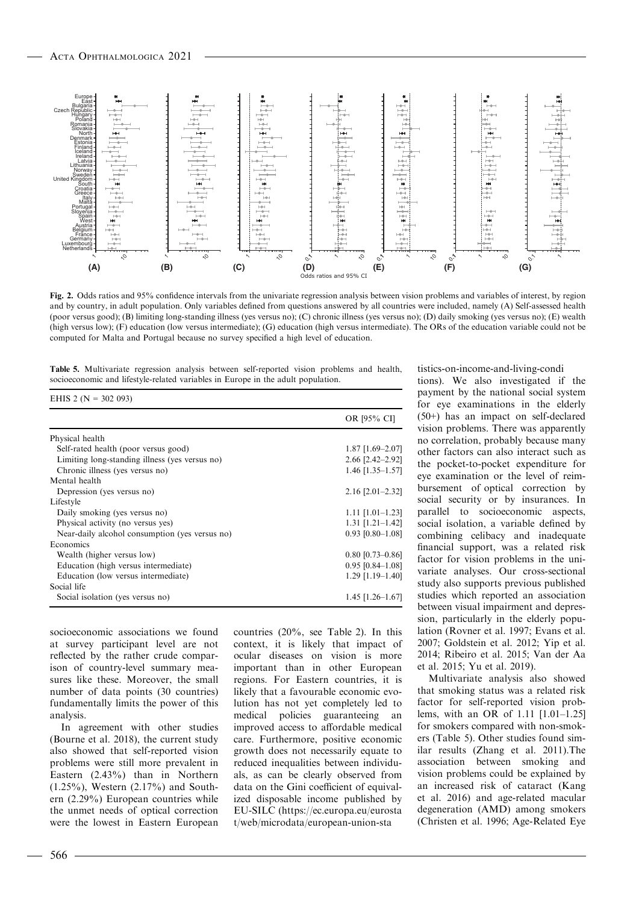**Fig. 2.** Odds ratios and 95% confidence intervals from the univariate regression analysis between vision problems and variables of interest, by region and by country, in adult population. Only variables defined from questions answered by all countries were included, namely (A) Self-assessed health (poor versus good); (B) limiting long-standing illness (yes versus no); (C) chronic illness (yes versus no); (D) daily smoking (yes versus no); (E) wealth (high versus low); (F) education (low versus intermediate); (G) education (high versus intermediate). The ORs of the education variable could not be computed for Malta and Portugal because no survey specified a high level of education.

**Table 5.** Multivariate regression analysis between self-reported vision problems and health, socioeconomic and lifestyle-related variables in Europe in the adult population.

| EHIS 2 (N = 302 093) | |
|---|---|
| | OR [95% CI] |
| Physical health | |
| Self-rated health (poor versus good) | 1.87 [1.69–2.07] |
| Limiting long-standing illness (yes versus no) | 2.66 [2.42–2.92] |
| Chronic illness (yes versus no) | 1.46 [1.35–1.57] |
| Mental health | |
| Depression (yes versus no) | 2.16 [2.01–2.32] |
| Lifestyle | |
| Daily smoking (yes versus no) | 1.11 [1.01–1.23] |
| Physical activity (no versus yes) | 1.31 [1.21–1.42] |
| Near-daily alcohol consumption (yes versus no) | 0.93 [0.80–1.08] |
| Economics | |
| Wealth (higher versus low) | 0.80 [0.73–0.86] |
| Education (high versus intermediate) | 0.95 [0.84–1.08] |
| Education (low versus intermediate) | 1.29 [1.19–1.40] |
| Social life | |
| Social isolation (yes versus no) | 1.45 [1.26–1.67] |

socioeconomic associations we found at survey participant level are not reflected by the rather crude comparison of country-level summary measures like these. Moreover, the small number of data points (30 countries) fundamentally limits the power of this analysis.

In agreement with other studies (Bourne et al. 2018), the current study also showed that self-reported vision problems were still more prevalent in Eastern (2.43%) than in Northern (1.25%), Western (2.17%) and Southern (2.29%) European countries while the unmet needs of optical correction were the lowest in Eastern European countries (20%, see Table 2). In this context, it is likely that impact of ocular diseases on vision is more important than in other European regions. For Eastern countries, it is likely that a favourable economic evolution has not yet completely led to medical policies guaranteeing an improved access to affordable medical care. Furthermore, positive economic growth does not necessarily equate to reduced inequalities between individuals, as can be clearly observed from data on the Gini coefficient of equivalized disposable income published by EU-SILC (https://ec.europa.eu/eurostat/web/microdata/european-union-statistics-on-income-and-living-conditions). We also investigated if the payment by the national social system for eye examinations in the elderly (50+) has an impact on self-declared vision problems. There was apparently no correlation, probably because many other factors can also interact such as the pocket-to-pocket expenditure for eye examination or the level of reimbursement of optical correction by social security or by insurances. In parallel to socioeconomic aspects, social isolation, a variable defined by combining celibacy and inadequate financial support, was a related risk factor for vision problems in the univariate analyses. Our cross-sectional study also supports previous published studies which reported an association between visual impairment and depression, particularly in the elderly population (Rovner et al. 1997; Evans et al. 2007; Goldstein et al. 2012; Yip et al. 2014; Ribeiro et al. 2015; Van der Aa et al. 2015; Yu et al. 2019).

Multivariate analysis also showed that smoking status was a related risk factor for self-reported vision problems, with an OR of 1.11 [1.01–1.25] for smokers compared with non-smokers (Table 5). Other studies found similar results (Zhang et al. 2011).The association between smoking and vision problems could be explained by an increased risk of cataract (Kang et al. 2016) and age-related macular degeneration (AMD) among smokers (Christen et al. 1996; Age-Related Eye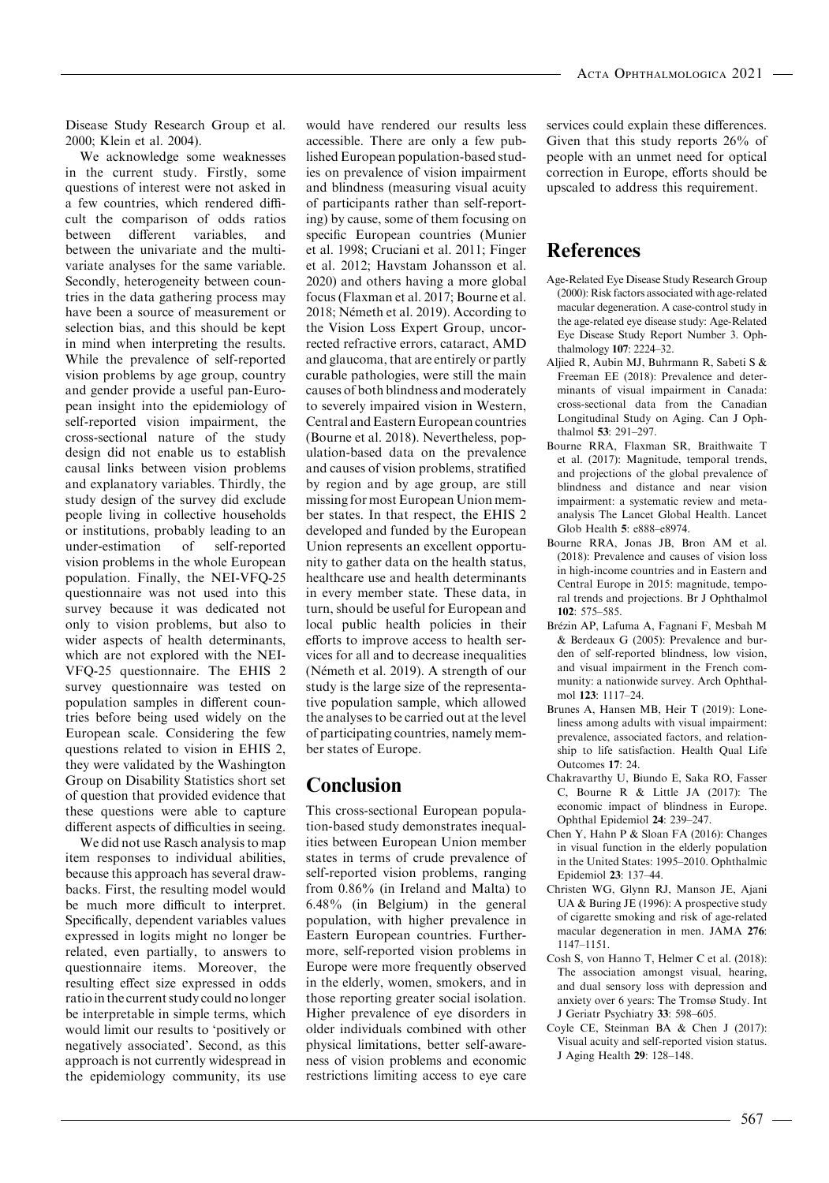Disease Study Research Group et al. 2000; Klein et al. 2004).

We acknowledge some weaknesses in the current study. Firstly, some questions of interest were not asked in a few countries, which rendered difficult the comparison of odds ratios between different variables, and between the univariate and the multivariate analyses for the same variable. Secondly, heterogeneity between countries in the data gathering process may have been a source of measurement or selection bias, and this should be kept in mind when interpreting the results. While the prevalence of self-reported vision problems by age group, country and gender provide a useful pan-European insight into the epidemiology of self-reported vision impairment, the cross-sectional nature of the study design did not enable us to establish causal links between vision problems and explanatory variables. Thirdly, the study design of the survey did exclude people living in collective households or institutions, probably leading to an under-estimation of self-reported vision problems in the whole European population. Finally, the NEI-VFQ-25 questionnaire was not used into this survey because it was dedicated not only to vision problems, but also to wider aspects of health determinants, which are not explored with the NEI-VFQ-25 questionnaire. The EHIS 2 survey questionnaire was tested on population samples in different countries before being used widely on the European scale. Considering the few questions related to vision in EHIS 2, they were validated by the Washington Group on Disability Statistics short set of question that provided evidence that these questions were able to capture different aspects of difficulties in seeing.

We did not use Rasch analysis to map item responses to individual abilities, because this approach has several drawbacks. First, the resulting model would be much more difficult to interpret. Specifically, dependent variables values expressed in logits might no longer be related, even partially, to answers to questionnaire items. Moreover, the resulting effect size expressed in odds ratio in the current study could no longer be interpretable in simple terms, which would limit our results to 'positively or negatively associated'. Second, as this approach is not currently widespread in the epidemiology community, its use would have rendered our results less accessible. There are only a few published European population-based studies on prevalence of vision impairment and blindness (measuring visual acuity of participants rather than self-reporting) by cause, some of them focusing on specific European countries (Munier et al. 1998; Cruciani et al. 2011; Finger et al. 2012; Havstam Johansson et al. 2020) and others having a more global focus (Flaxman et al. 2017; Bourne et al. 2018; Németh et al. 2019). According to the Vision Loss Expert Group, uncorrected refractive errors, cataract, AMD and glaucoma, that are entirely or partly curable pathologies, were still the main causes of both blindness and moderately to severely impaired vision in Western, Central and Eastern European countries (Bourne et al. 2018). Nevertheless, population-based data on the prevalence and causes of vision problems, stratified by region and by age group, are still missing for most European Union member states. In that respect, the EHIS 2 developed and funded by the European Union represents an excellent opportunity to gather data on the health status, healthcare use and health determinants in every member state. These data, in turn, should be useful for European and local public health policies in their efforts to improve access to health services for all and to decrease inequalities (Németh et al. 2019). A strength of our study is the large size of the representative population sample, which allowed the analyses to be carried out at the level of participating countries, namely member states of Europe.

# Conclusion

This cross-sectional European population-based study demonstrates inequalities between European Union member states in terms of crude prevalence of self-reported vision problems, ranging from 0.86% (in Ireland and Malta) to 6.48% (in Belgium) in the general population, with higher prevalence in Eastern European countries. Furthermore, self-reported vision problems in Europe were more frequently observed in the elderly, women, smokers, and in those reporting greater social isolation. Higher prevalence of eye disorders in older individuals combined with other physical limitations, better self-awareness of vision problems and economic restrictions limiting access to eye care services could explain these differences. Given that this study reports 26% of people with an unmet need for optical correction in Europe, efforts should be upscaled to address this requirement.

# References

Age-Related Eye Disease Study Research Group (2000): Risk factors associated with age-related macular degeneration. A case-control study in the age-related eye disease study: Age-Related Eye Disease Study Report Number 3. Ophthalmology **107**: 2224–32.

Aljied R, Aubin MJ, Buhrmann R, Sabeti S & Freeman EE (2018): Prevalence and determinants of visual impairment in Canada: cross-sectional data from the Canadian Longitudinal Study on Aging. Can J Ophthalmol **53**: 291–297.

Bourne RRA, Flaxman SR, Braithwaite T et al. (2017): Magnitude, temporal trends, and projections of the global prevalence of blindness and distance and near vision impairment: a systematic review and meta-analysis The Lancet Global Health. Lancet Glob Health **5**: e888–e8974.

Bourne RRA, Jonas JB, Bron AM et al. (2018): Prevalence and causes of vision loss in high-income countries and in Eastern and Central Europe in 2015: magnitude, temporal trends and projections. Br J Ophthalmol **102**: 575–585.

Brézin AP, Lafuma A, Fagnani F, Mesbah M & Berdeaux G (2005): Prevalence and burden of self-reported blindness, low vision, and visual impairment in the French community: a nationwide survey. Arch Ophthalmol **123**: 1117–24.

Brunes A, Hansen MB, Heir T (2019): Loneliness among adults with visual impairment: prevalence, associated factors, and relationship to life satisfaction. Health Qual Life Outcomes **17**: 24.

Chakravarthy U, Biundo E, Saka RO, Fasser C, Bourne R & Little JA (2017): The economic impact of blindness in Europe. Ophthal Epidemiol **24**: 239–247.

Chen Y, Hahn P & Sloan FA (2016): Changes in visual function in the elderly population in the United States: 1995–2010. Ophthalmic Epidemiol **23**: 137–44.

Christen WG, Glynn RJ, Manson JE, Ajani UA & Buring JE (1996): A prospective study of cigarette smoking and risk of age-related macular degeneration in men. JAMA **276**: 1147–1151.

Cosh S, von Hanno T, Helmer C et al. (2018): The association amongst visual, hearing, and dual sensory loss with depression and anxiety over 6 years: The Tromsø Study. Int J Geriatr Psychiatry **33**: 598–605.

Coyle CE, Steinman BA & Chen J (2017): Visual acuity and self-reported vision status. J Aging Health **29**: 128–148.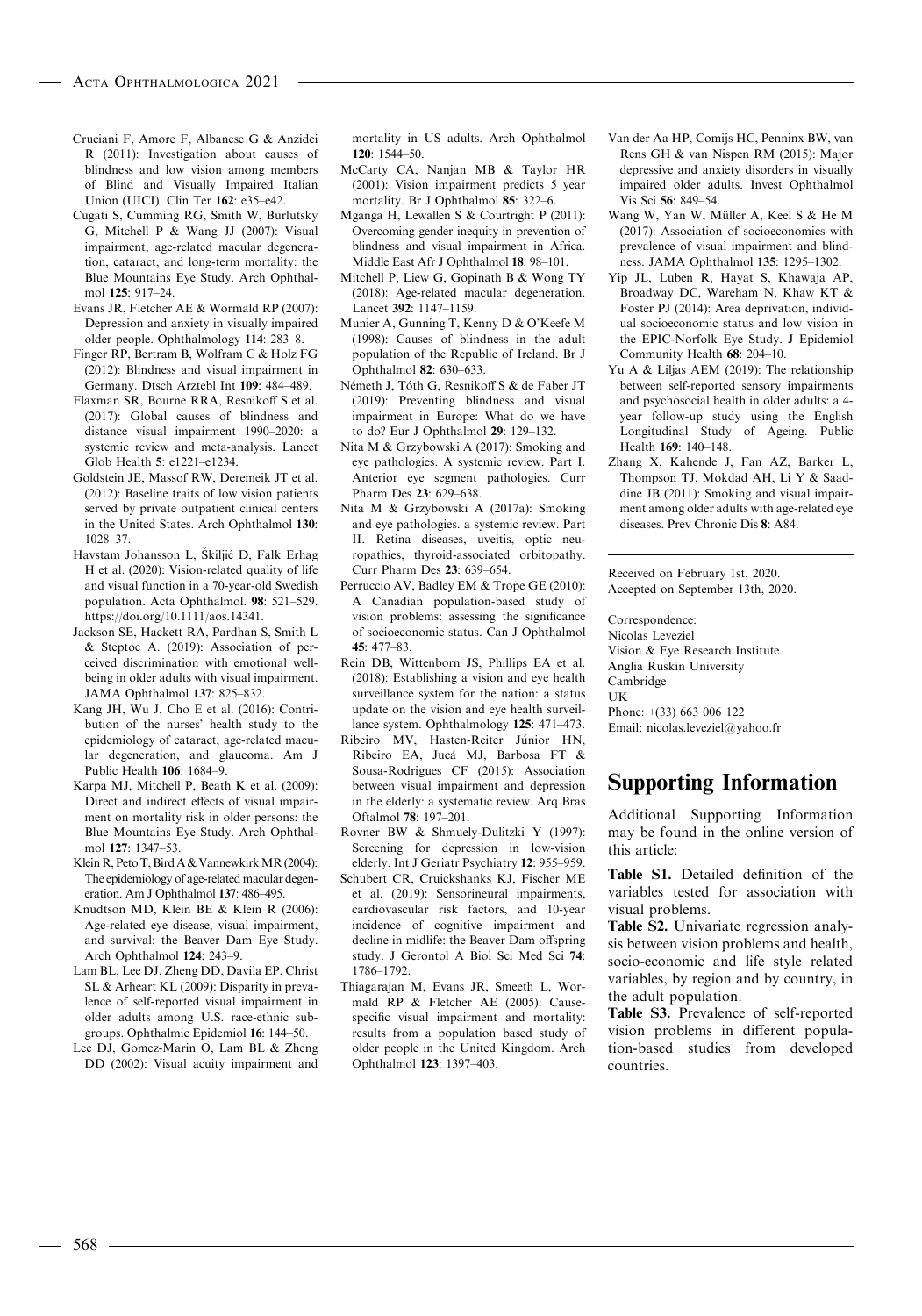Cruciani F, Amore F, Albanese G & Anzidei R (2011): Investigation about causes of blindness and low vision among members of Blind and Visually Impaired Italian Union (UICI). Clin Ter **162**: e35–e42.

Cugati S, Cumming RG, Smith W, Burlutsky G, Mitchell P & Wang JJ (2007): Visual impairment, age-related macular degeneration, cataract, and long-term mortality: the Blue Mountains Eye Study. Arch Ophthalmol **125**: 917–24.

Evans JR, Fletcher AE & Wormald RP (2007): Depression and anxiety in visually impaired older people. Ophthalmology **114**: 283–8.

Finger RP, Bertram B, Wolfram C & Holz FG (2012): Blindness and visual impairment in Germany. Dtsch Arztebl Int **109**: 484–489.

Flaxman SR, Bourne RRA, Resnikoff S et al. (2017): Global causes of blindness and distance visual impairment 1990–2020: a systemic review and meta-analysis. Lancet Glob Health **5**: e1221–e1234.

Goldstein JE, Massof RW, Deremeik JT et al. (2012): Baseline traits of low vision patients served by private outpatient clinical centers in the United States. Arch Ophthalmol **130**: 1028–37.

Havstam Johansson L, Škiljić D, Falk Erhag H et al. (2020): Vision-related quality of life and visual function in a 70-year-old Swedish population. Acta Ophthalmol. **98**: 521–529. https://doi.org/10.1111/aos.14341.

Jackson SE, Hackett RA, Pardhan S, Smith L & Steptoe A. (2019): Association of perceived discrimination with emotional well-being in older adults with visual impairment. JAMA Ophthalmol **137**: 825–832.

Kang JH, Wu J, Cho E et al. (2016): Contribution of the nurses' health study to the epidemiology of cataract, age-related macular degeneration, and glaucoma. Am J Public Health **106**: 1684–9.

Karpa MJ, Mitchell P, Beath K et al. (2009): Direct and indirect effects of visual impairment on mortality risk in older persons: the Blue Mountains Eye Study. Arch Ophthalmol **127**: 1347–53.

Klein R, Peto T, Bird A & Vannewkirk MR (2004): The epidemiology of age-related macular degeneration. Am J Ophthalmol **137**: 486–495.

Knudtson MD, Klein BE & Klein R (2006): Age-related eye disease, visual impairment, and survival: the Beaver Dam Eye Study. Arch Ophthalmol **124**: 243–9.

Lam BL, Lee DJ, Zheng DD, Davila EP, Christ SL & Arheart KL (2009): Disparity in prevalence of self-reported visual impairment in older adults among U.S. race-ethnic subgroups. Ophthalmic Epidemiol **16**: 144–50.

Lee DJ, Gomez-Marin O, Lam BL & Zheng DD (2002): Visual acuity impairment and mortality in US adults. Arch Ophthalmol **120**: 1544–50.

McCarty CA, Nanjan MB & Taylor HR (2001): Vision impairment predicts 5 year mortality. Br J Ophthalmol **85**: 322–6.

Mganga H, Lewallen S & Courtright P (2011): Overcoming gender inequity in prevention of blindness and visual impairment in Africa. Middle East Afr J Ophthalmol **18**: 98–101.

Mitchell P, Liew G, Gopinath B & Wong TY (2018): Age-related macular degeneration. Lancet **392**: 1147–1159.

Munier A, Gunning T, Kenny D & O'Keefe M (1998): Causes of blindness in the adult population of the Republic of Ireland. Br J Ophthalmol **82**: 630–633.

Németh J, Tóth G, Resnikoff S & de Faber JT (2019): Preventing blindness and visual impairment in Europe: What do we have to do? Eur J Ophthalmol **29**: 129–132.

Nita M & Grzybowski A (2017): Smoking and eye pathologies. A systemic review. Part I. Anterior eye segment pathologies. Curr Pharm Des **23**: 629–638.

Nita M & Grzybowski A (2017a): Smoking and eye pathologies. a systemic review. Part II. Retina diseases, uveitis, optic neuropathies, thyroid-associated orbitopathy. Curr Pharm Des **23**: 639–654.

Perruccio AV, Badley EM & Trope GE (2010): A Canadian population-based study of vision problems: assessing the significance of socioeconomic status. Can J Ophthalmol **45**: 477–83.

Rein DB, Wittenborn JS, Phillips EA et al. (2018): Establishing a vision and eye health surveillance system for the nation: a status update on the vision and eye health surveillance system. Ophthalmology **125**: 471–473.

Ribeiro MV, Hasten-Reiter Júnior HN, Ribeiro EA, Jucá MJ, Barbosa FT & Sousa-Rodrigues CF (2015): Association between visual impairment and depression in the elderly: a systematic review. Arq Bras Oftalmol **78**: 197–201.

Rovner BW & Shmuely-Dulitzki Y (1997): Screening for depression in low-vision elderly. Int J Geriatr Psychiatry **12**: 955–959.

Schubert CR, Cruickshanks KJ, Fischer ME et al. (2019): Sensorineural impairments, cardiovascular risk factors, and 10-year incidence of cognitive impairment and decline in midlife: the Beaver Dam offspring study. J Gerontol A Biol Sci Med Sci **74**: 1786–1792.

Thiagarajan M, Evans JR, Smeeth L, Wormald RP & Fletcher AE (2005): Cause-specific visual impairment and mortality: results from a population based study of older people in the United Kingdom. Arch Ophthalmol **123**: 1397–403.

Van der Aa HP, Comijs HC, Penninx BW, van Rens GH & van Nispen RM (2015): Major depressive and anxiety disorders in visually impaired older adults. Invest Ophthalmol Vis Sci **56**: 849–54.

Wang W, Yan W, Müller A, Keel S & He M (2017): Association of socioeconomics with prevalence of visual impairment and blindness. JAMA Ophthalmol **135**: 1295–1302.

Yip JL, Luben R, Hayat S, Khawaja AP, Broadway DC, Wareham N, Khaw KT & Foster PJ (2014): Area deprivation, individual socioeconomic status and low vision in the EPIC-Norfolk Eye Study. J Epidemiol Community Health **68**: 204–10.

Yu A & Liljas AEM (2019): The relationship between self-reported sensory impairments and psychosocial health in older adults: a 4-year follow-up study using the English Longitudinal Study of Ageing. Public Health **169**: 140–148.

Zhang X, Kahende J, Fan AZ, Barker L, Thompson TJ, Mokdad AH, Li Y & Saaddine JB (2011): Smoking and visual impairment among older adults with age-related eye diseases. Prev Chronic Dis **8**: A84.

---

Received on February 1st, 2020.
Accepted on September 13th, 2020.

Correspondence:
Nicolas Leveziel
Vision & Eye Research Institute
Anglia Ruskin University
Cambridge
UK
Phone: +(33) 663 006 122
Email: nicolas.leveziel@yahoo.fr

# Supporting Information

Additional Supporting Information may be found in the online version of this article:

**Table S1.** Detailed definition of the variables tested for association with visual problems.

**Table S2.** Univariate regression analysis between vision problems and health, socio-economic and life style related variables, by region and by country, in the adult population.

**Table S3.** Prevalence of self-reported vision problems in different population-based studies from developed countries.